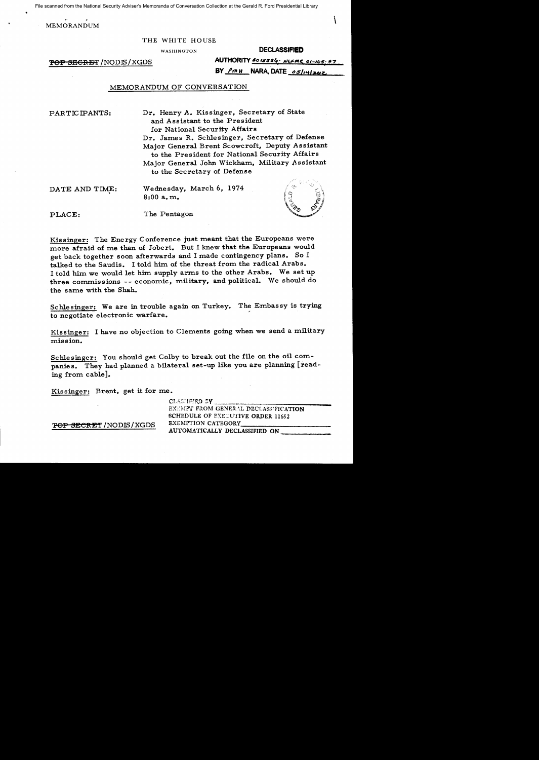File scanned from the National Security Adviser's Memoranda of Conversation Collection at the Gerald R. Ford Presidential Library

MEMORANDUM

THE WHITE HOUSE

WASHINGTON

DECLASSIFIED

~~TOP SECRET~~/NODIS/XGDS

AUTHORITY 6045326; NLF MR 01-105; #7

BY pmH NARA, DATE 05/14/2012

## MEMORANDUM OF CONVERSATION

PARTICIPANTS: Dr. Henry A. Kissinger, Secretary of State and Assistant to the President for National Security Affairs

Dr. James R. Schlesinger, Secretary of Defense

Major General Brent Scowcroft, Deputy Assistant to the President for National Security Affairs

Major General John Wickham, Military Assistant to the Secretary of Defense

DATE AND TIME: Wednesday, March 6, 1974 8:00 a.m.

PLACE: The Pentagon

Kissinger: The Energy Conference just meant that the Europeans were more afraid of me than of Jobert. But I knew that the Europeans would get back together soon afterwards and I made contingency plans. So I talked to the Saudis. I told him of the threat from the radical Arabs. I told him we would let him supply arms to the other Arabs. We set up three commissions -- economic, military, and political. We should do the same with the Shah.

Schlesinger: We are in trouble again on Turkey. The Embassy is trying to negotiate electronic warfare.

Kissinger: I have no objection to Clements going when we send a military mission.

Schlesinger: You should get Colby to break out the file on the oil companies. They had planned a bilateral set-up like you are planning [reading from cable].

Kissinger: Brent, get it for me.

~~TOP SECRET~~/NODIS/XGDS

CLASSIFIED BY
EXEMPT FROM GENERAL DECLASSIFICATION SCHEDULE OF EXECUTIVE ORDER 11652
EXEMPTION CATEGORY
AUTOMATICALLY DECLASSIFIED ON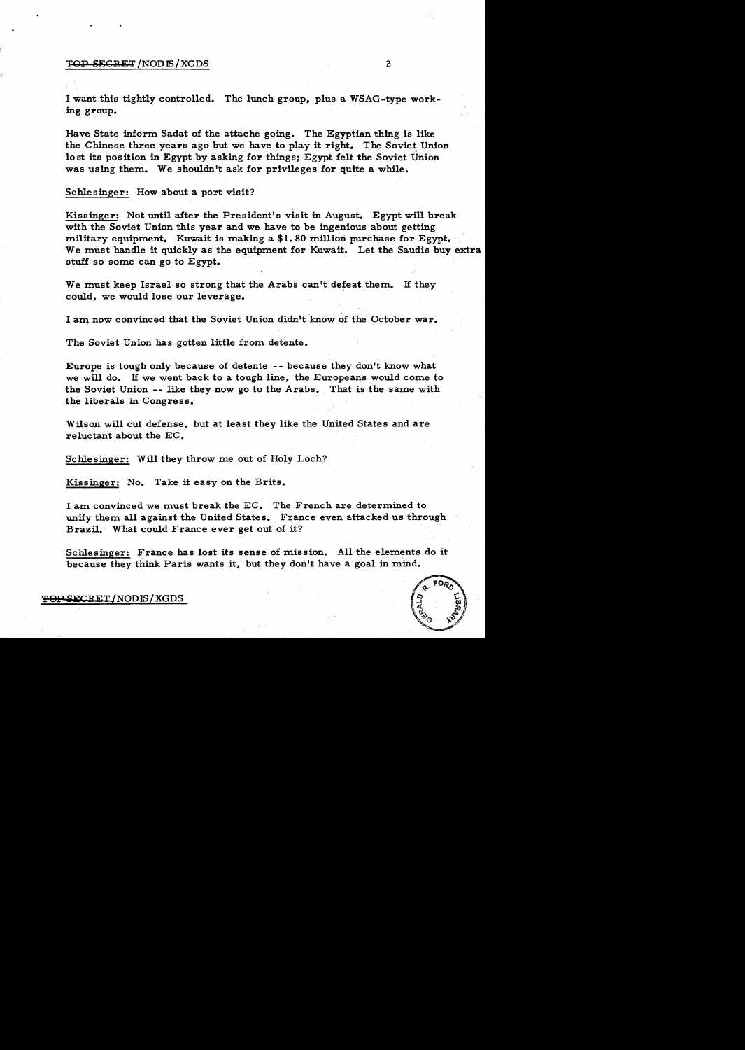I want this tightly controlled. The lunch group, plus a WSAG-type working group.

Have State inform Sadat of the attache going. The Egyptian thing is like the Chinese three years ago but we have to play it right. The Soviet Union lost its position in Egypt by asking for things; Egypt felt the Soviet Union was using them. We shouldn't ask for privileges for quite a while.

Schlesinger: How about a port visit?

Kissinger: Not until after the President's visit in August. Egypt will break with the Soviet Union this year and we have to be ingenious about getting military equipment. Kuwait is making a $1.80 million purchase for Egypt. We must handle it quickly as the equipment for Kuwait. Let the Saudis buy extra stuff so some can go to Egypt.

We must keep Israel so strong that the Arabs can't defeat them. If they could, we would lose our leverage.

I am now convinced that the Soviet Union didn't know of the October war.

The Soviet Union has gotten little from detente.

Europe is tough only because of detente -- because they don't know what we will do. If we went back to a tough line, the Europeans would come to the Soviet Union -- like they now go to the Arabs. That is the same with the liberals in Congress.

Wilson will cut defense, but at least they like the United States and are reluctant about the EC.

Schlesinger: Will they throw me out of Holy Loch?

Kissinger: No. Take it easy on the Brits.

I am convinced we must break the EC. The French are determined to unify them all against the United States. France even attacked us through Brazil. What could France ever get out of it?

Schlesinger: France has lost its sense of mission. All the elements do it because they think Paris wants it, but they don't have a goal in mind.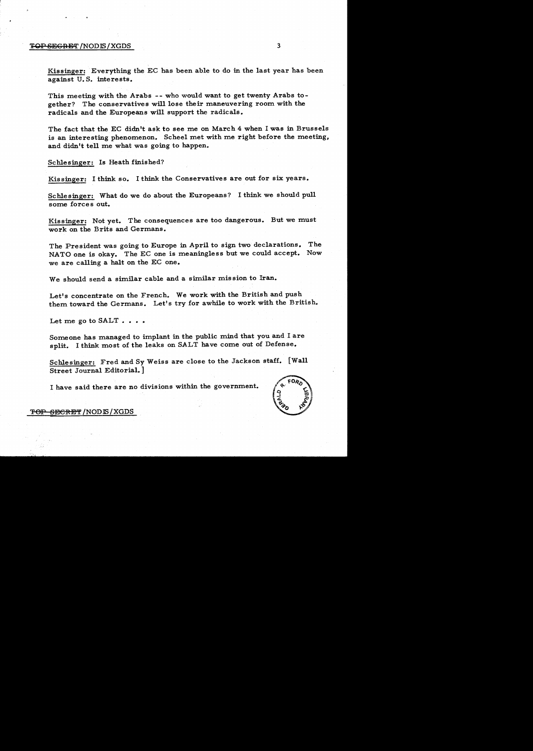Kissinger: Everything the EC has been able to do in the last year has been against U.S. interests.

This meeting with the Arabs -- who would want to get twenty Arabs together? The conservatives will lose their maneuvering room with the radicals and the Europeans will support the radicals.

The fact that the EC didn't ask to see me on March 4 when I was in Brussels is an interesting phenomenon. Scheel met with me right before the meeting, and didn't tell me what was going to happen.

Schlesinger: Is Heath finished?

Kissinger: I think so. I think the Conservatives are out for six years.

Schlesinger: What do we do about the Europeans? I think we should pull some forces out.

Kissinger: Not yet. The consequences are too dangerous. But we must work on the Brits and Germans.

The President was going to Europe in April to sign two declarations. The NATO one is okay. The EC one is meaningless but we could accept. Now we are calling a halt on the EC one.

We should send a similar cable and a similar mission to Iran.

Let's concentrate on the French. We work with the British and push them toward the Germans. Let's try for awhile to work with the British.

Let me go to SALT . . . .

Someone has managed to implant in the public mind that you and I are split. I think most of the leaks on SALT have come out of Defense.

Schlesinger: Fred and Sy Weiss are close to the Jackson staff. [Wall Street Journal Editorial.]

I have said there are no divisions within the government.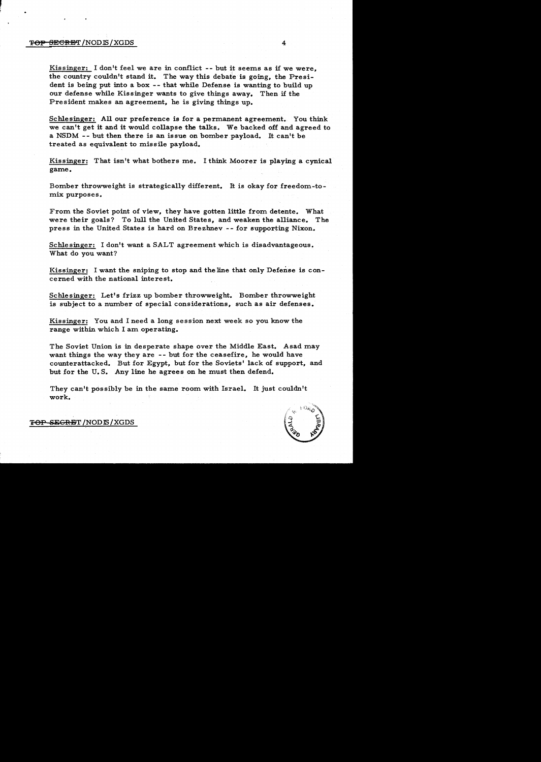Kissinger: I don't feel we are in conflict -- but it seems as if we were, the country couldn't stand it. The way this debate is going, the President is being put into a box -- that while Defense is wanting to build up our defense while Kissinger wants to give things away. Then if the President makes an agreement, he is giving things up.

Schlesinger: All our preference is for a permanent agreement. You think we can't get it and it would collapse the talks. We backed off and agreed to a NSDM -- but then there is an issue on bomber payload. It can't be treated as equivalent to missile payload.

Kissinger: That isn't what bothers me. I think Moorer is playing a cynical game.

Bomber throwweight is strategically different. It is okay for freedom-to-mix purposes.

From the Soviet point of view, they have gotten little from detente. What were their goals? To lull the United States, and weaken the alliance. The press in the United States is hard on Brezhnev -- for supporting Nixon.

Schlesinger: I don't want a SALT agreement which is disadvantageous. What do you want?

Kissinger: I want the sniping to stop and the line that only Defense is concerned with the national interest.

Schlesinger: Let's frizz up bomber throwweight. Bomber throwweight is subject to a number of special considerations, such as air defenses.

Kissinger: You and I need a long session next week so you know the range within which I am operating.

The Soviet Union is in desperate shape over the Middle East. Asad may want things the way they are -- but for the ceasefire, he would have counterattacked. But for Egypt, but for the Soviets' lack of support, and but for the U.S. Any line he agrees on he must then defend.

They can't possibly be in the same room with Israel. It just couldn't work.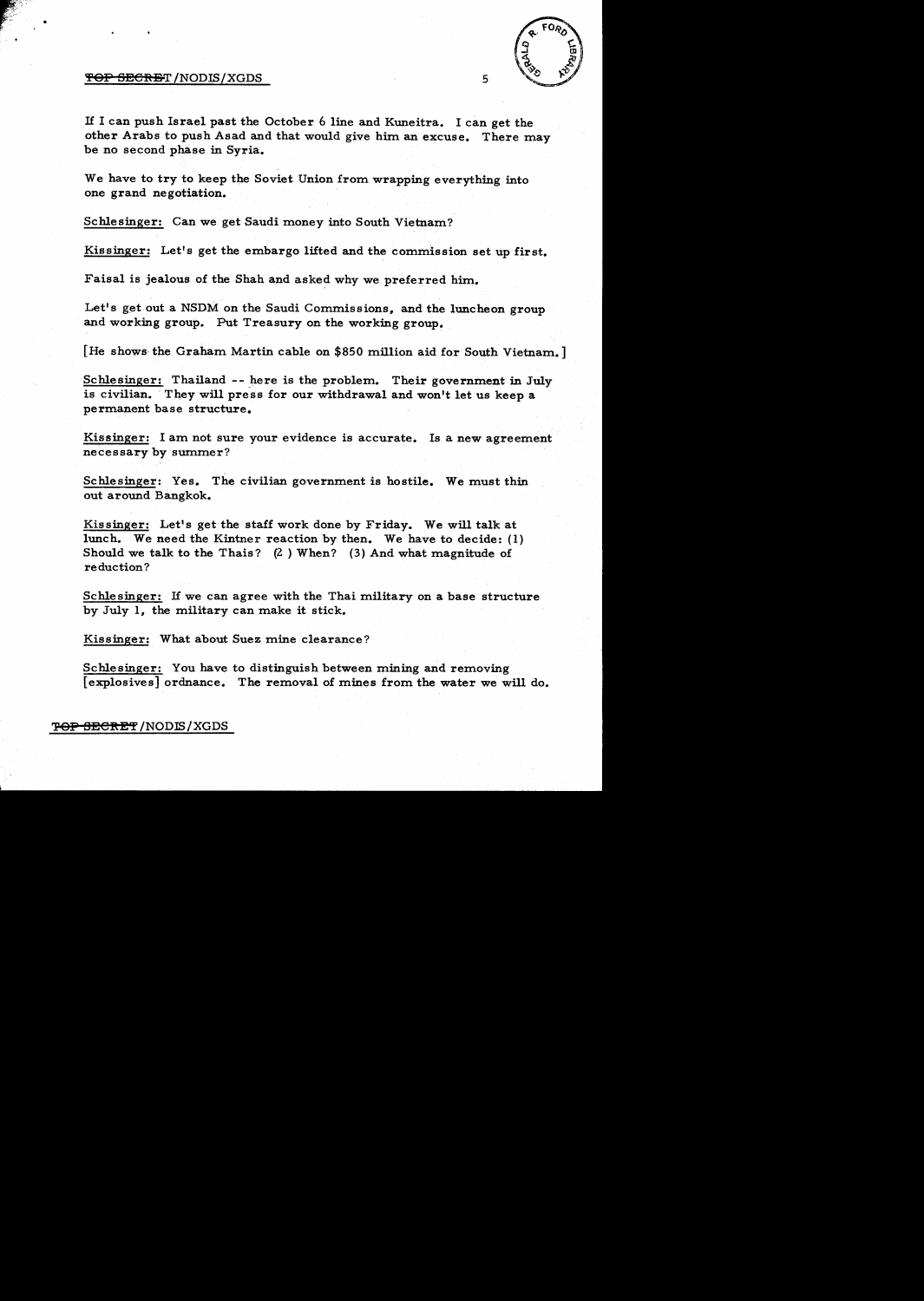If I can push Israel past the October 6 line and Kuneitra. I can get the other Arabs to push Asad and that would give him an excuse. There may be no second phase in Syria.

We have to try to keep the Soviet Union from wrapping everything into one grand negotiation.

Schlesinger: Can we get Saudi money into South Vietnam?

Kissinger: Let's get the embargo lifted and the commission set up first.

Faisal is jealous of the Shah and asked why we preferred him.

Let's get out a NSDM on the Saudi Commissions, and the luncheon group and working group. Put Treasury on the working group.

[He shows the Graham Martin cable on $850 million aid for South Vietnam.]

Schlesinger: Thailand -- here is the problem. Their government in July is civilian. They will press for our withdrawal and won't let us keep a permanent base structure.

Kissinger: I am not sure your evidence is accurate. Is a new agreement necessary by summer?

Schlesinger: Yes. The civilian government is hostile. We must thin out around Bangkok.

Kissinger: Let's get the staff work done by Friday. We will talk at lunch. We need the Kintner reaction by then. We have to decide: (1) Should we talk to the Thais? (2) When? (3) And what magnitude of reduction?

Schlesinger: If we can agree with the Thai military on a base structure by July 1, the military can make it stick.

Kissinger: What about Suez mine clearance?

Schlesinger: You have to distinguish between mining and removing [explosives] ordnance. The removal of mines from the water we will do.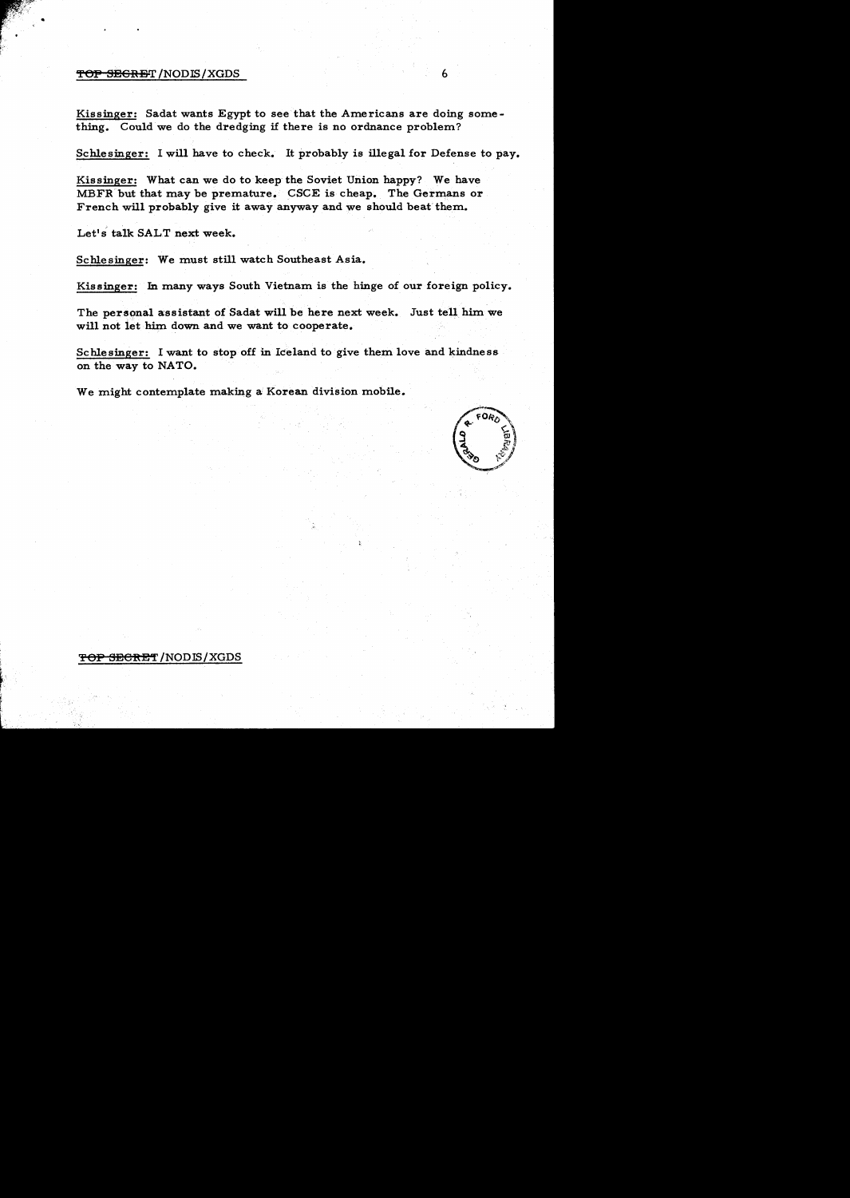Kissinger: Sadat wants Egypt to see that the Americans are doing something. Could we do the dredging if there is no ordnance problem?

Schlesinger: I will have to check. It probably is illegal for Defense to pay.

Kissinger: What can we do to keep the Soviet Union happy? We have MBFR but that may be premature. CSCE is cheap. The Germans or French will probably give it away anyway and we should beat them.

Let's talk SALT next week.

Schlesinger: We must still watch Southeast Asia.

Kissinger: In many ways South Vietnam is the hinge of our foreign policy.

The personal assistant of Sadat will be here next week. Just tell him we will not let him down and we want to cooperate.

Schlesinger: I want to stop off in Iceland to give them love and kindness on the way to NATO.

We might contemplate making a Korean division mobile.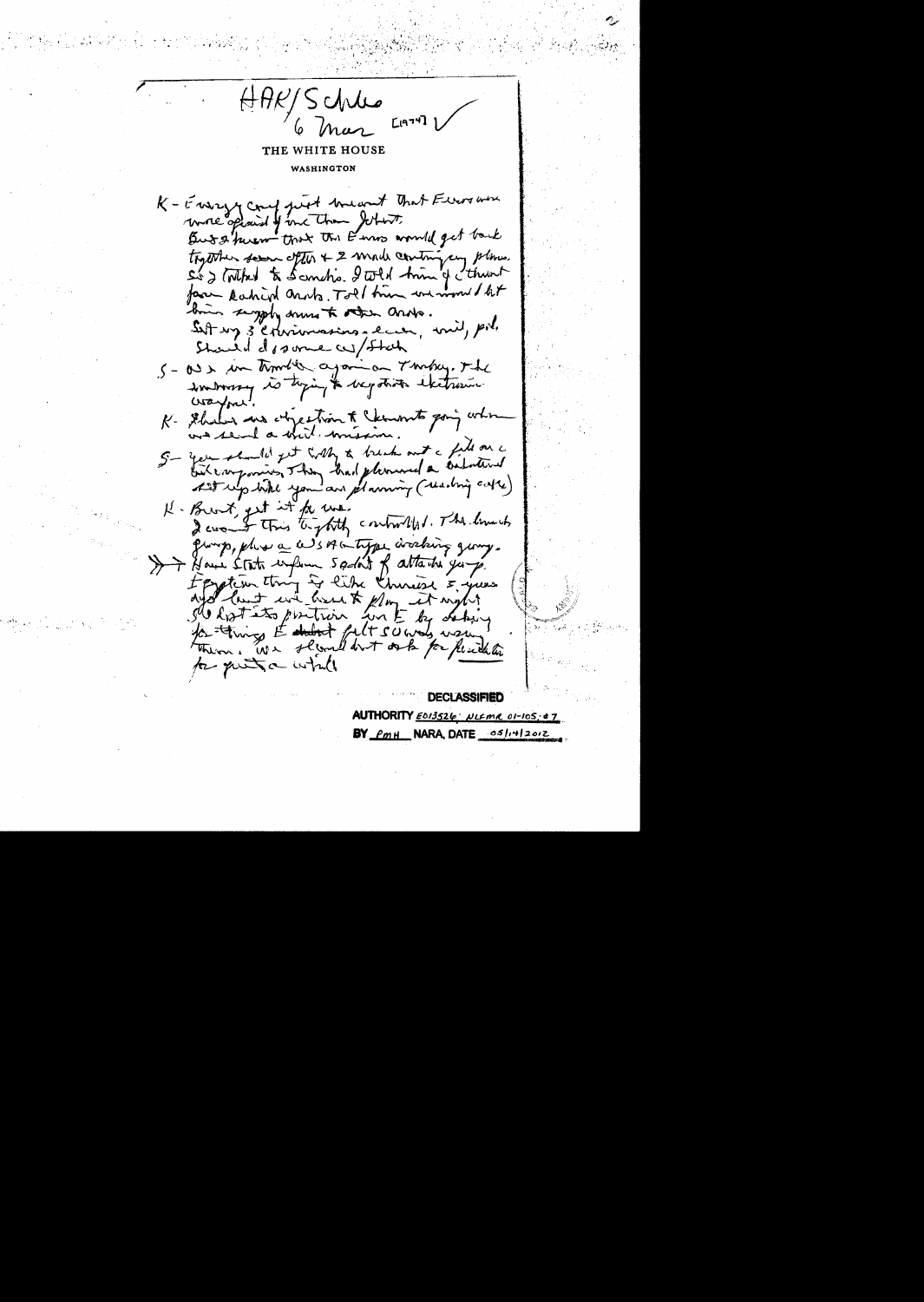HAK/Schles
6 Mar [1974]

THE WHITE HOUSE

WASHINGTON

K - Energy conf just meant that Europeans were afraid of us than [illegible].
But it meant that the Euros would get back together soon after & 2 mil. contingency plans.
So I talked to Scowcroft. I told him if I thought [illegible] radical Arabs. Tell him we would let him supply arms to other Arabs.
Set up 3 commissions - econ, mil, pol.
Should do same w/Stoh

S - We're in trouble again on Turkey. The embassy is trying to negotiate electronic warfare.

K - Shultz's an objection to Clements going when we send a mil. mission.

S - You should get Colby to break out a file on c [illegible] companies. They had planned a substantial set up like you are planning (reading cable)

K - Brent, get it for me.
I want this tightly controlled. The [illegible] group, plus a WSAG type working group.

>> Have State inform Sadat of attache group.
Egyptian thing is like Chinese 5 years ago but we have to play it right.
SU lost its position w/E by asking for things E didn't felt SU was using them. We should not ask for [illegible] for quite a while.

DECLASSIFIED

AUTHORITY EO13526: NLF MR 01-105; #7

BY PMH NARA, DATE 05/14/2012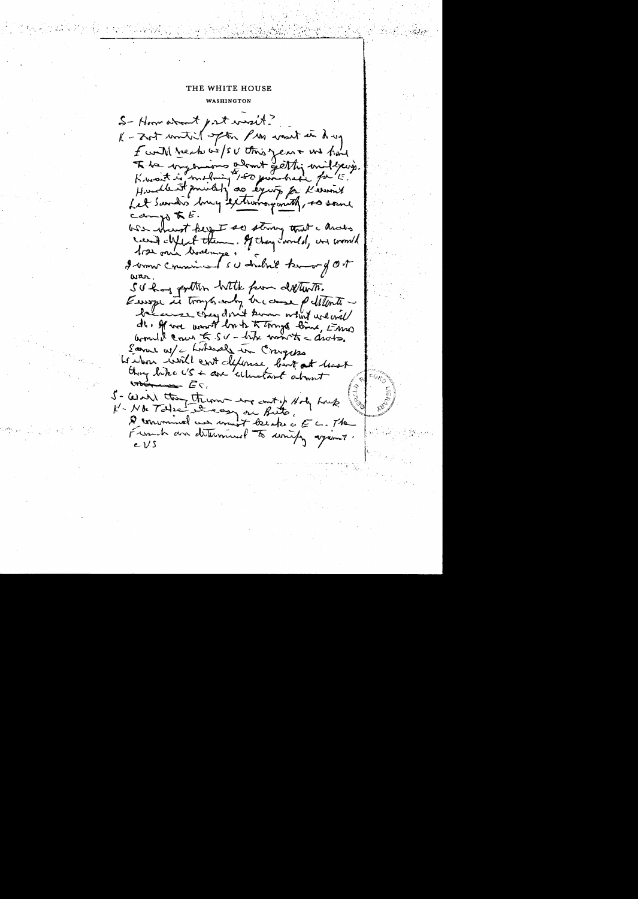# THE WHITE HOUSE

WASHINGTON

S - How about post visit?

K - Not until after Pres visit in Aug.

Ford will speak w/SU this year & we have to be ingenious about getting militarily. Kuwait is making 1 50 purchase for E. Handle it quietly as equip for Kuwait. Let Saudis buy extravagantly, & some can go to E.

We must keep I so strong that Arabs can't defeat them. If they could, we would lose our leverage.

I am convinced SU didn't know of Oct war.

SU has gotten little from detente.

Europe is tough only because of detente — because they don't know what we will do. If we went back to tough times, Euros would come to SU - like won't Arabs.

Same w/ Liberals in Congress.

Wilson will cut defense but at least they like US & are reluctant about ~~_____~~ EC.

S - Will they throw us out of Holy Loch?

K - No. Thatcher is easy on Brits.

I am convinced we must break EC. The French are determined to unify against US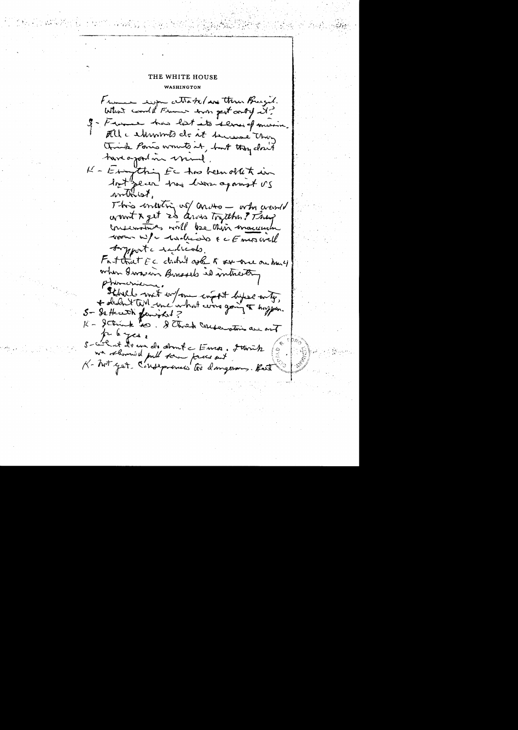THE WHITE HOUSE

WASHINGTON

France even attacked us thru Brazil. What could France even get out of it?

S - France has lost its sense of mission. All elements do it because they think Paris wants it, but they don't have a goal in mind.

K - Everything EC has been able to do in last year has been against US interest.

This meeting w/ Ortoli — who would want to get 23 areas together? They conservatives will be their maximum wrong w/ radicals & c Emus will support radicals.

Fact that EC didn't ask to see me on May 4 when I was in Brussels is interesting phenomenon.

I liked meet w/ one expert by self only, & didn't tell me what was going to happen.

S - Is Heath finished?

K - I think so. I think conservatives are out for 6 yrs.

S - What do we do about Europe. I think we should pull some forces out.

K - Not yet. Consequences too dangerous. But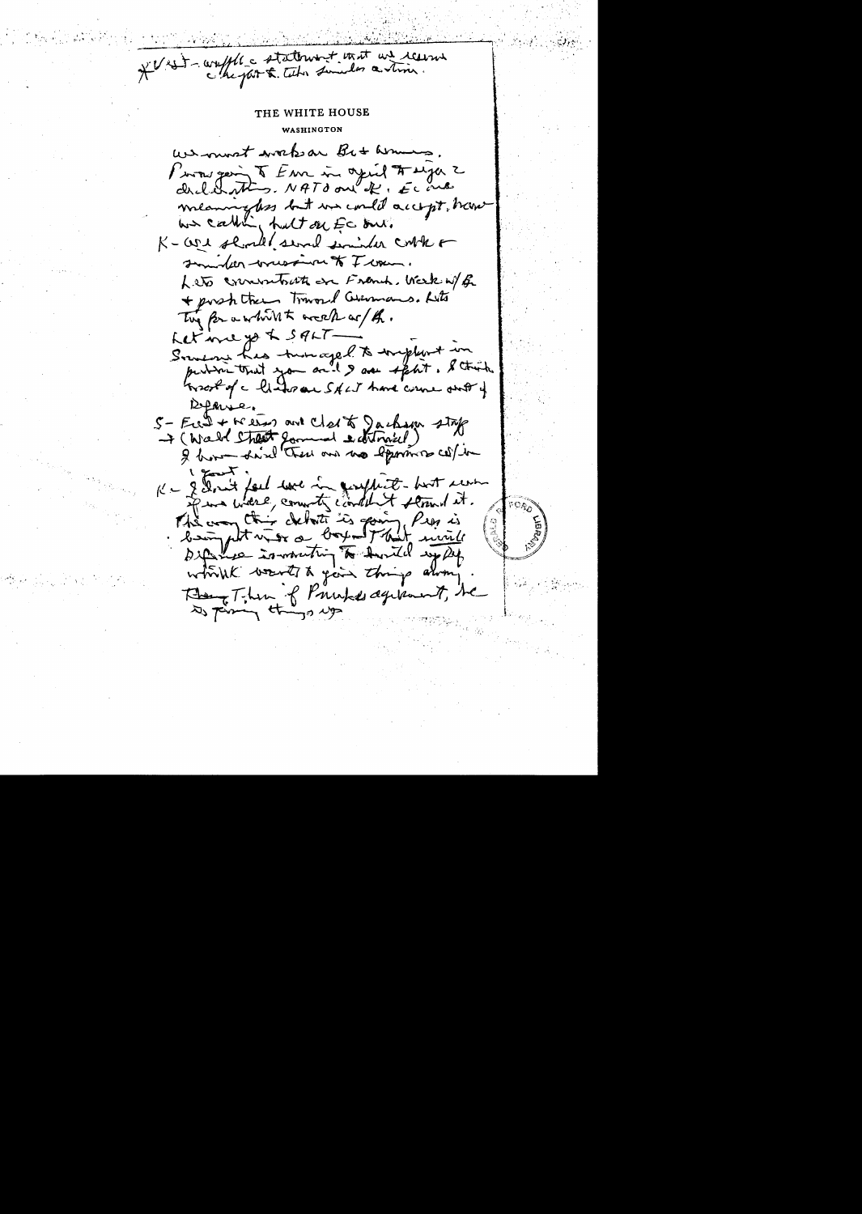*V – S – waffle c statement that we resume c the part to take similar action.

THE WHITE HOUSE

WASHINGTON

We must work on Br + Germans.
P[ompidou] going to Eur in April to sign 2 declarations. NATO and K. EC one meaningless but we could accept, how we calling halt on EC one.

K – We should send similar cable + similar message to Trudeau.

Lets concentrate on French. Work w/ Br + push them toward Germans. Lets try Brandt to work w/ Br.

Let me go to SALT —
Someone has managed to implant in picture that you and I are split. I think most of c leaks on SALT have come out of Defense.

S – Fred + Weiss and close to Jackson staff + (Wall Street Journal editorial)
I have said there are no differences w/ in Govt.

K – I don't feel we in conflict – but even if we were, country couldn't stand it.
The way this debate is going, Pres is being put under a beyond that while Defense is wanting to hold up Def while K wants to give things away.
Then T[?] of Principals agreement, he is fixing things up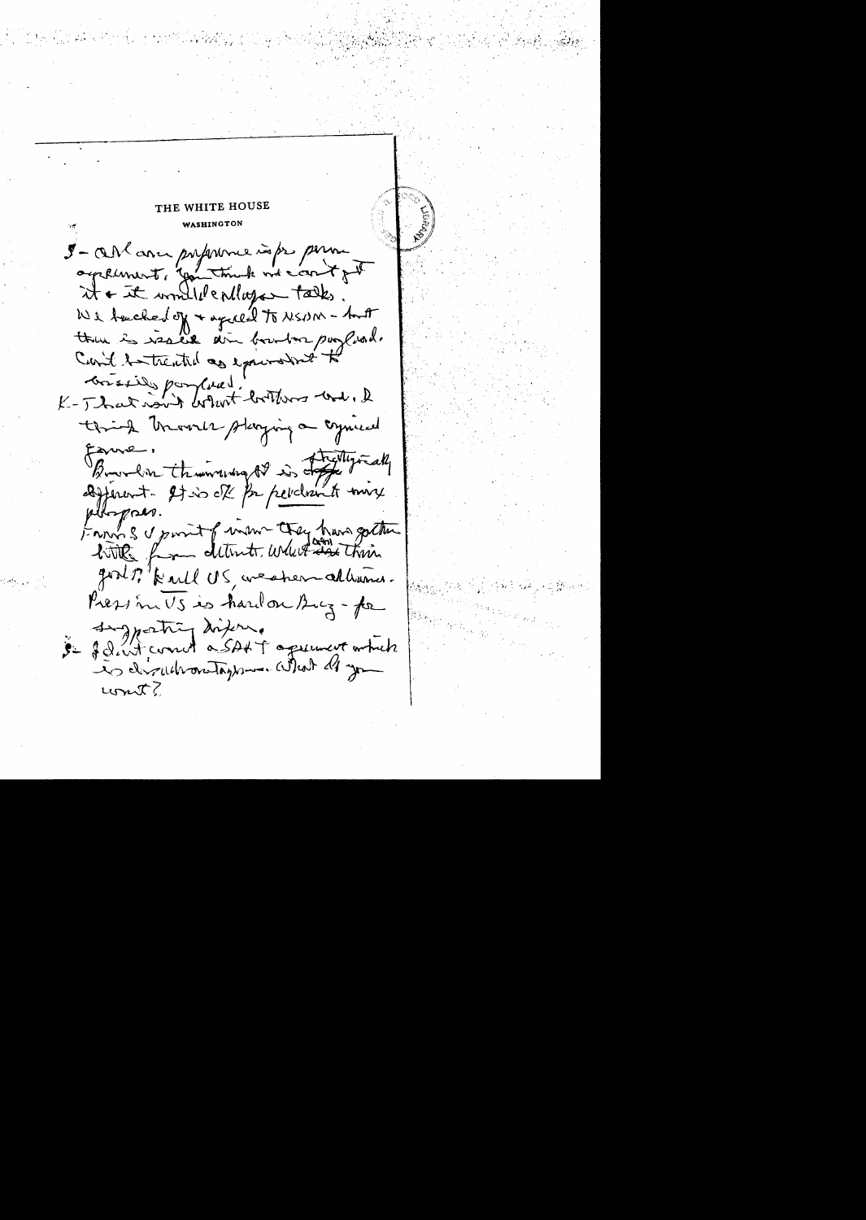THE WHITE HOUSE

WASHINGTON

S - All am proposal is for prime agreement. You think we can't get it & it would be a Vlad talks. We backed off & agreed to NSDM - but there is issue on bomber payload. Can't be treated as equivalent to missile payload.

K - That isn't what bothers Ind. I think Moscow playing a cynical game.

Brezhnev thinking it is strategically different. It is OK for peredonts[?] mix purposes.

From S-V point of view they have gotten little from détente. What can they get? Kill US, weaken alliance. Press in US is hard on Brez - for supporting détente.

S - I don't want a SALT agreement which is disadvantageous. What do you want?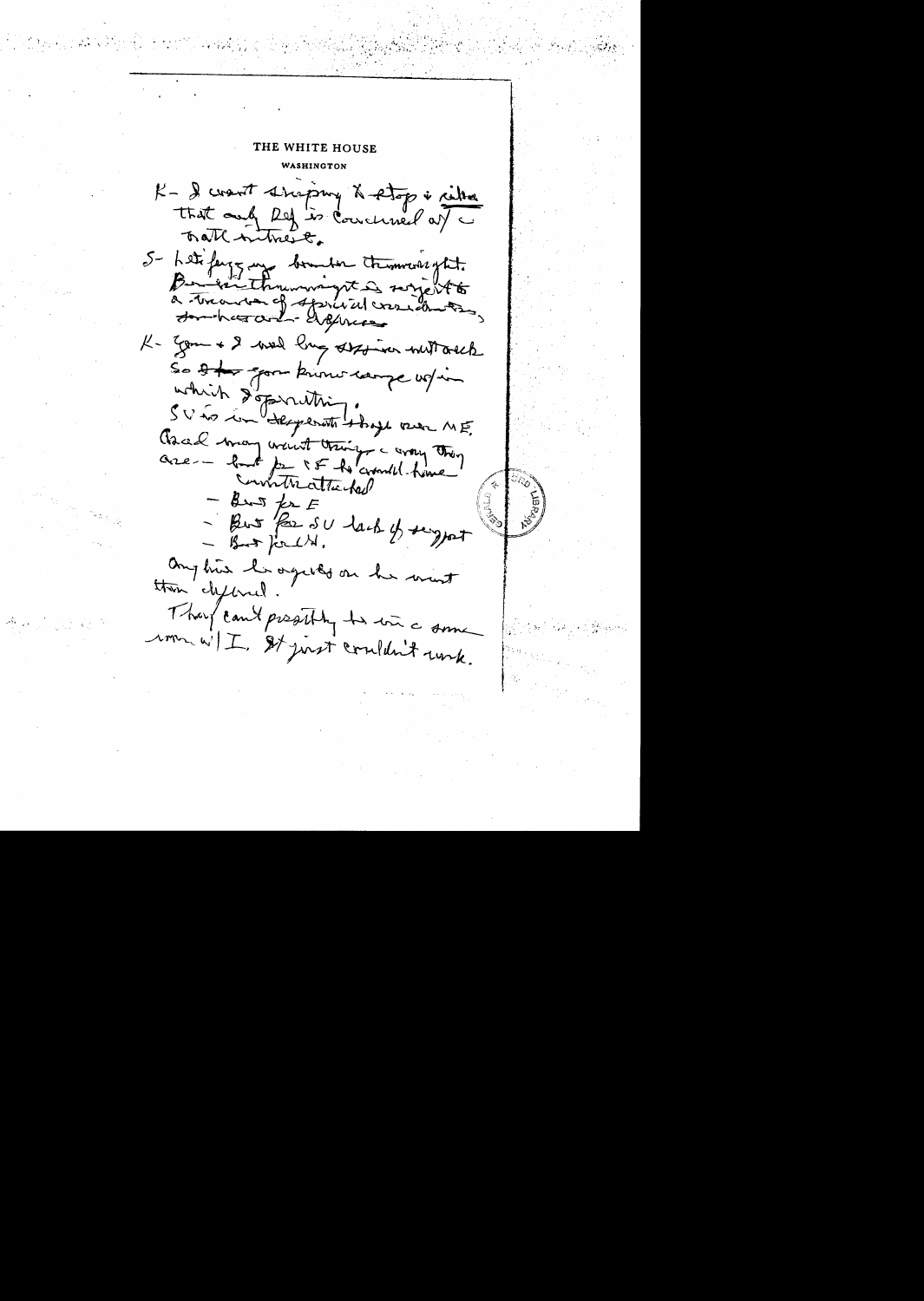# THE WHITE HOUSE

WASHINGTON

K- I want shipping to stop & either that only Ref is concerned w/ c natl interest.

S- Let's forget my brother thumb right. Brother thumb right is subject to a treaty of special considerations, standard of defense

K- You & I had long discussion last week so that you know range w/in which I operating.

SU is in desperate stage over ME. Arab may want things c way they are — but for IF to would have counterattacked

- Best for E
- Best for SU lack of support
- Best for US.

Anything he agrees on he must then defend.

They can't possibly to win c same war w/ I. It just couldn't work.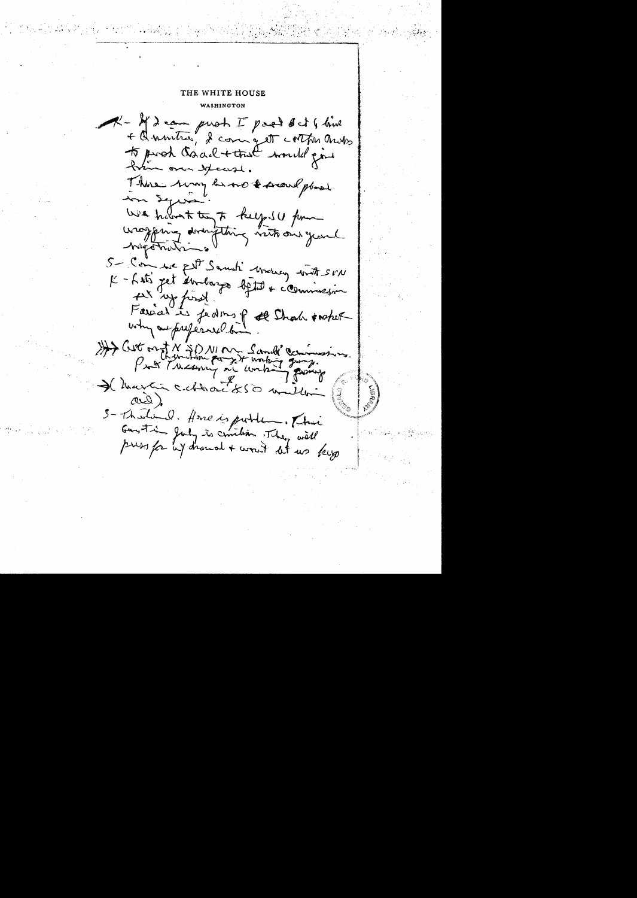THE WHITE HOUSE

WASHINGTON

K – If I can push I pact & get Sinai + Quneitra, I can get certain Arabs to push Asad + that would give him an excuse.

There may be no second phase in Syria.

We have to try to keep SU from wrapping everything into our general negotiations.

S – Can we get Saudi money into SVN

K – Let's get embargo lifted + commission set up first.

Faisal is jealous of Shah + asked why we preferred him.

Get out NSDM on Saudi commission. Chairman great + working group. Put Treasury in working group.

(Martin critical of SD wall on aid).

S – Thailand. Here is problem. Thai Govt in July is civilian. They will press for withdrawal + won't let us keep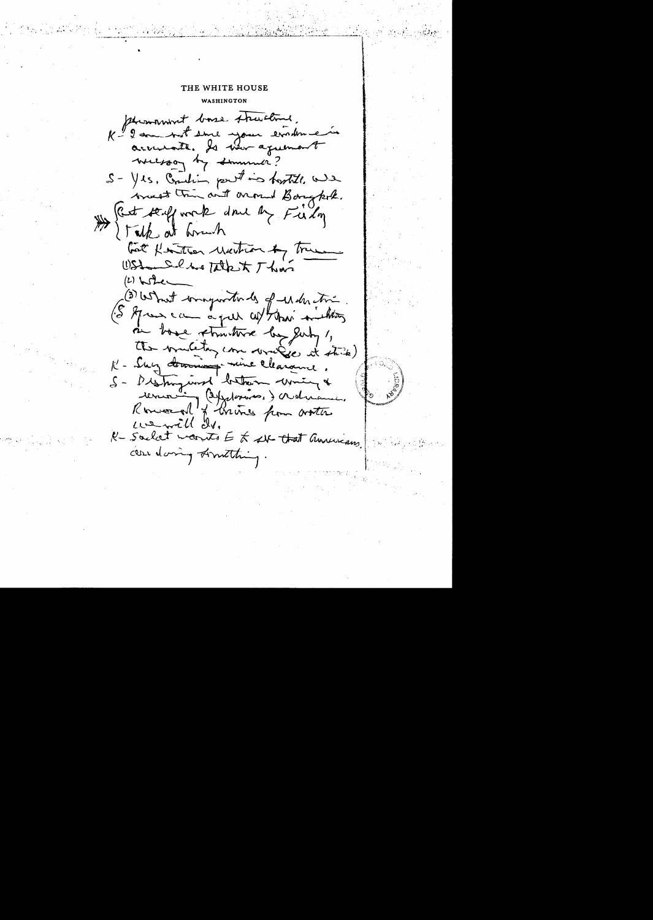THE WHITE HOUSE

WASHINGTON

permanent base structure.

K - I am not sure your evidence is accurate. Is there agreement necessary by summer?

S - Yes. Civilian part is hostile. We must think out around Bangkok.

Get staff work done by Friday
Talk at lunch

Get Kissinger Unction by tomorrow

(1) Should we talk to Thais

(2) When

(3) What magnitude of reduction.

(S If we can agree w/ Thais on things on base structure by July 1, the military can work it out)

K - Sug – mine clearance.

S - Distinguish between mining & removing (Explosives) ordnance. Removal of mines from water we will do.

K - Sadat wants E to see that Americans are doing something.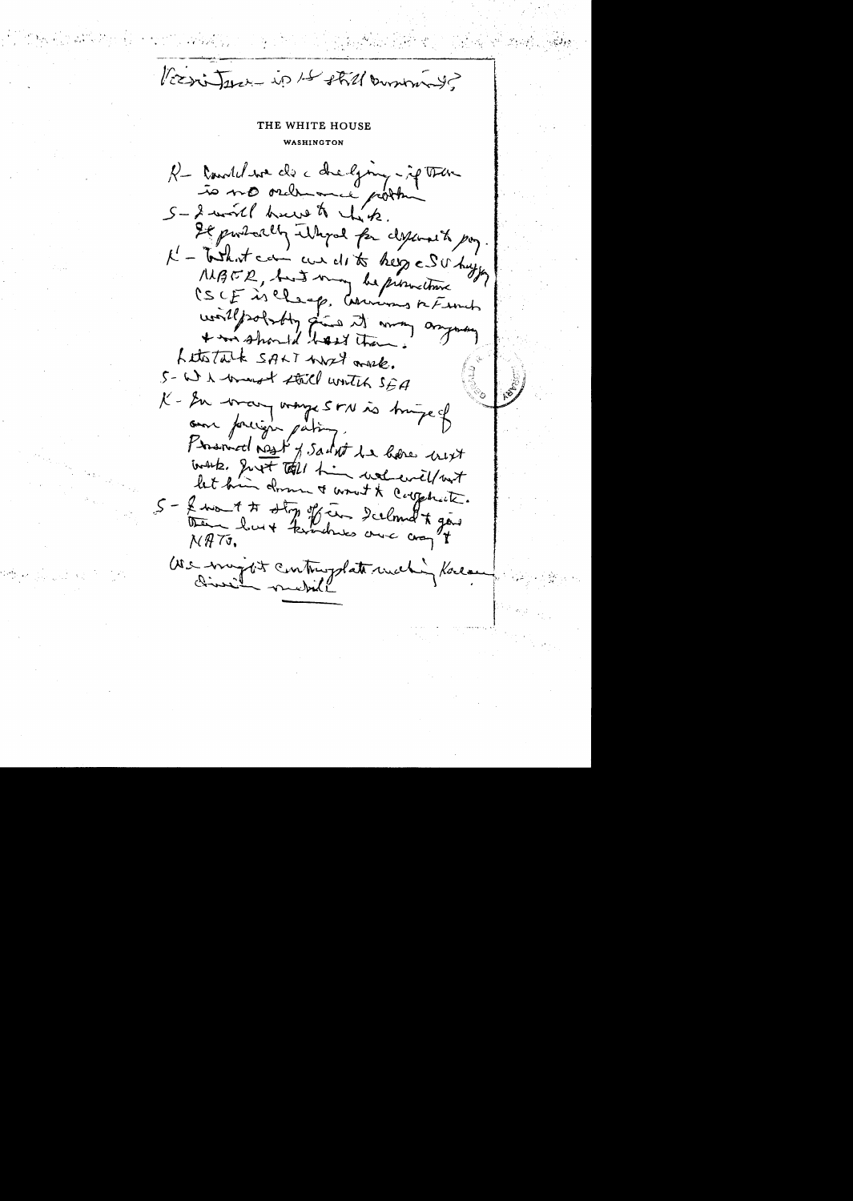Vesi Jura – is it still running?

THE WHITE HOUSE

WASHINGTON

K – Could we do a dredging – if there is no ordnance problem

S – I would have to check.

It probably illegal for defense to pay.

K – What can we do to keep SV happy – MBFR, but may be premature. CSCE is cheap. Germans & French will probably give it away anyway & we should beat them.

Let's talk SALT next week.

S – We must still watch SEA

K – In many ways SRV is hinge of our foreign policy.

Promised Next of Sadat to be here next week. Just tell him we will not let him down & want to cooperate.

S – I want to stop off in Iceland to give them hard kindness and crazy to NATO.

We might contemplate making Korean division mobile.